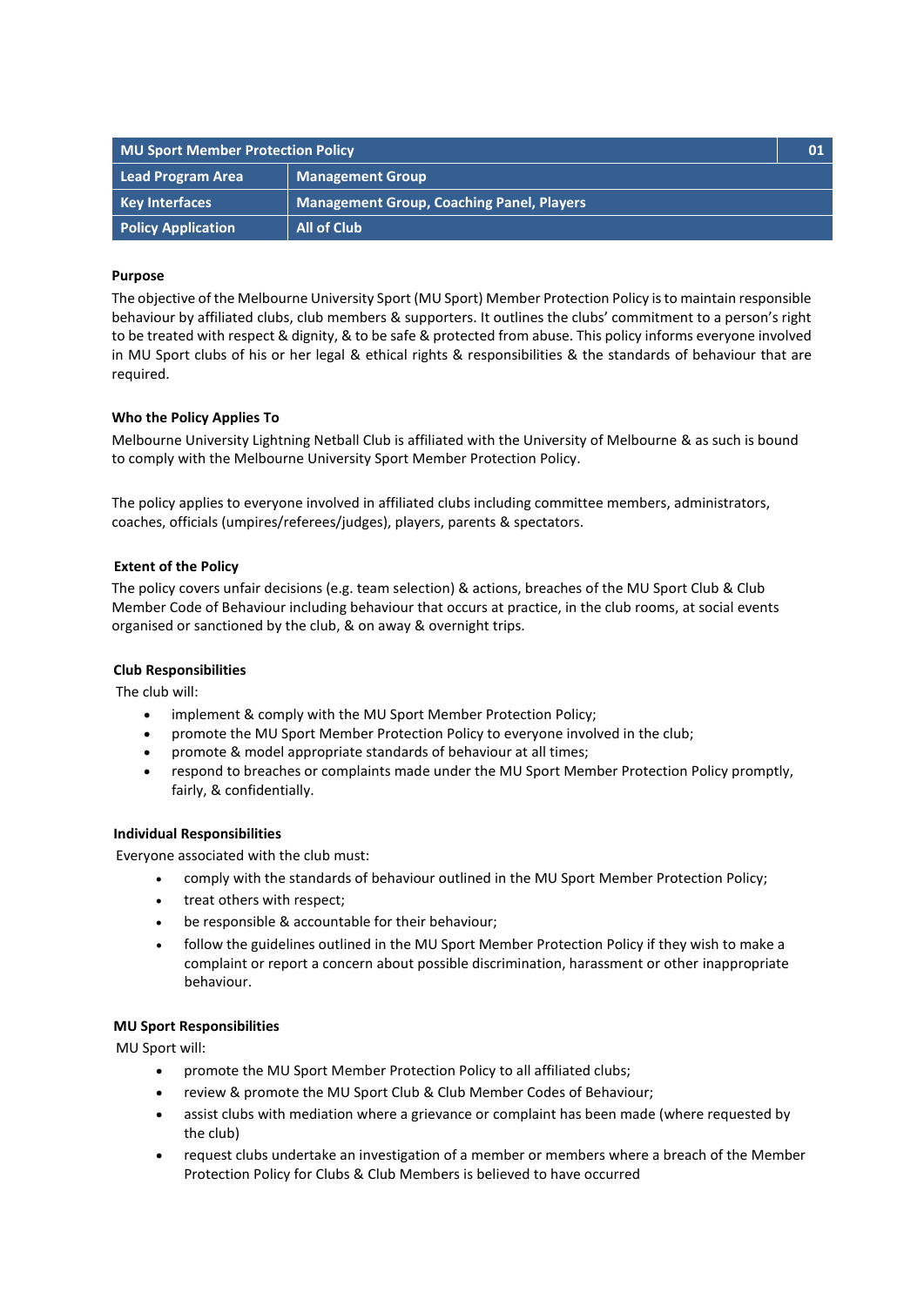| MU Sport Member Protection Policy | | 01 |
|---|---|---|
| **Lead Program Area** | **Management Group** | |
| **Key Interfaces** | **Management Group, Coaching Panel, Players** | |
| **Policy Application** | **All of Club** | |

**Purpose**

The objective of the Melbourne University Sport (MU Sport) Member Protection Policy is to maintain responsible behaviour by affiliated clubs, club members & supporters. It outlines the clubs' commitment to a person's right to be treated with respect & dignity, & to be safe & protected from abuse. This policy informs everyone involved in MU Sport clubs of his or her legal & ethical rights & responsibilities & the standards of behaviour that are required.

**Who the Policy Applies To**

Melbourne University Lightning Netball Club is affiliated with the University of Melbourne & as such is bound to comply with the Melbourne University Sport Member Protection Policy.

The policy applies to everyone involved in affiliated clubs including committee members, administrators, coaches, officials (umpires/referees/judges), players, parents & spectators.

**Extent of the Policy**

The policy covers unfair decisions (e.g. team selection) & actions, breaches of the MU Sport Club & Club Member Code of Behaviour including behaviour that occurs at practice, in the club rooms, at social events organised or sanctioned by the club, & on away & overnight trips.

**Club Responsibilities**

The club will:

- implement & comply with the MU Sport Member Protection Policy;
- promote the MU Sport Member Protection Policy to everyone involved in the club;
- promote & model appropriate standards of behaviour at all times;
- respond to breaches or complaints made under the MU Sport Member Protection Policy promptly, fairly, & confidentially.

**Individual Responsibilities**

Everyone associated with the club must:

- comply with the standards of behaviour outlined in the MU Sport Member Protection Policy;
- treat others with respect;
- be responsible & accountable for their behaviour;
- follow the guidelines outlined in the MU Sport Member Protection Policy if they wish to make a complaint or report a concern about possible discrimination, harassment or other inappropriate behaviour.

**MU Sport Responsibilities**

MU Sport will:

- promote the MU Sport Member Protection Policy to all affiliated clubs;
- review & promote the MU Sport Club & Club Member Codes of Behaviour;
- assist clubs with mediation where a grievance or complaint has been made (where requested by the club)
- request clubs undertake an investigation of a member or members where a breach of the Member Protection Policy for Clubs & Club Members is believed to have occurred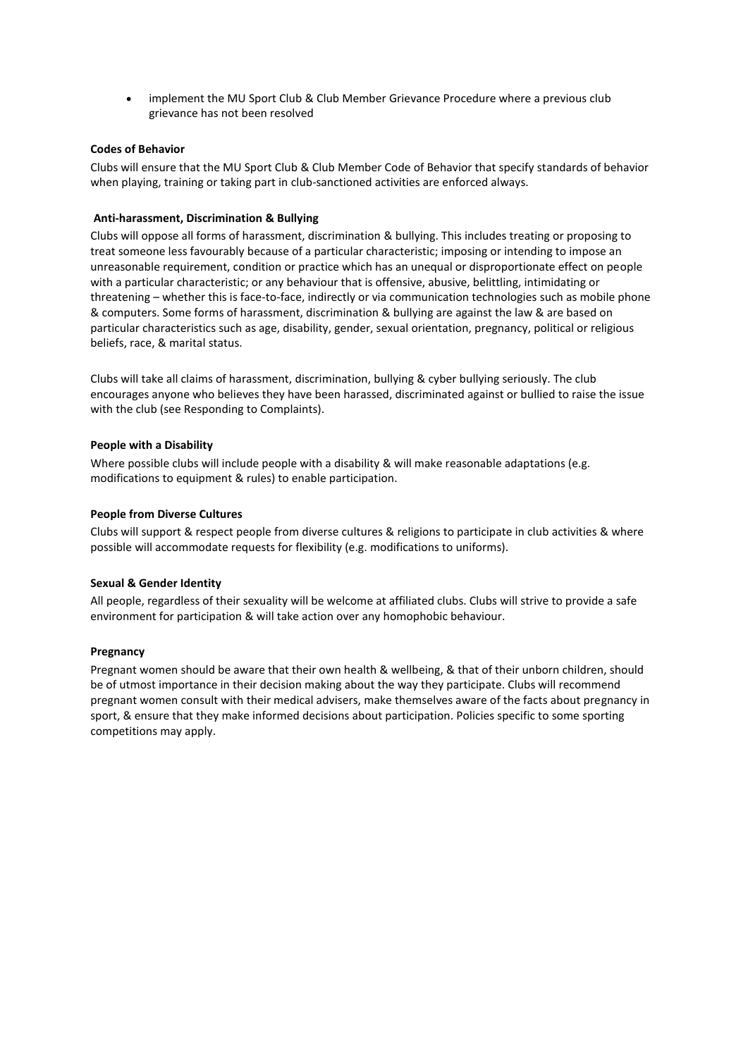- implement the MU Sport Club & Club Member Grievance Procedure where a previous club grievance has not been resolved

**Codes of Behavior**

Clubs will ensure that the MU Sport Club & Club Member Code of Behavior that specify standards of behavior when playing, training or taking part in club-sanctioned activities are enforced always.

**Anti-harassment, Discrimination & Bullying**

Clubs will oppose all forms of harassment, discrimination & bullying. This includes treating or proposing to treat someone less favourably because of a particular characteristic; imposing or intending to impose an unreasonable requirement, condition or practice which has an unequal or disproportionate effect on people with a particular characteristic; or any behaviour that is offensive, abusive, belittling, intimidating or threatening – whether this is face-to-face, indirectly or via communication technologies such as mobile phone & computers. Some forms of harassment, discrimination & bullying are against the law & are based on particular characteristics such as age, disability, gender, sexual orientation, pregnancy, political or religious beliefs, race, & marital status.

Clubs will take all claims of harassment, discrimination, bullying & cyber bullying seriously. The club encourages anyone who believes they have been harassed, discriminated against or bullied to raise the issue with the club (see Responding to Complaints).

**People with a Disability**

Where possible clubs will include people with a disability & will make reasonable adaptations (e.g. modifications to equipment & rules) to enable participation.

**People from Diverse Cultures**

Clubs will support & respect people from diverse cultures & religions to participate in club activities & where possible will accommodate requests for flexibility (e.g. modifications to uniforms).

**Sexual & Gender Identity**

All people, regardless of their sexuality will be welcome at affiliated clubs. Clubs will strive to provide a safe environment for participation & will take action over any homophobic behaviour.

**Pregnancy**

Pregnant women should be aware that their own health & wellbeing, & that of their unborn children, should be of utmost importance in their decision making about the way they participate. Clubs will recommend pregnant women consult with their medical advisers, make themselves aware of the facts about pregnancy in sport, & ensure that they make informed decisions about participation. Policies specific to some sporting competitions may apply.